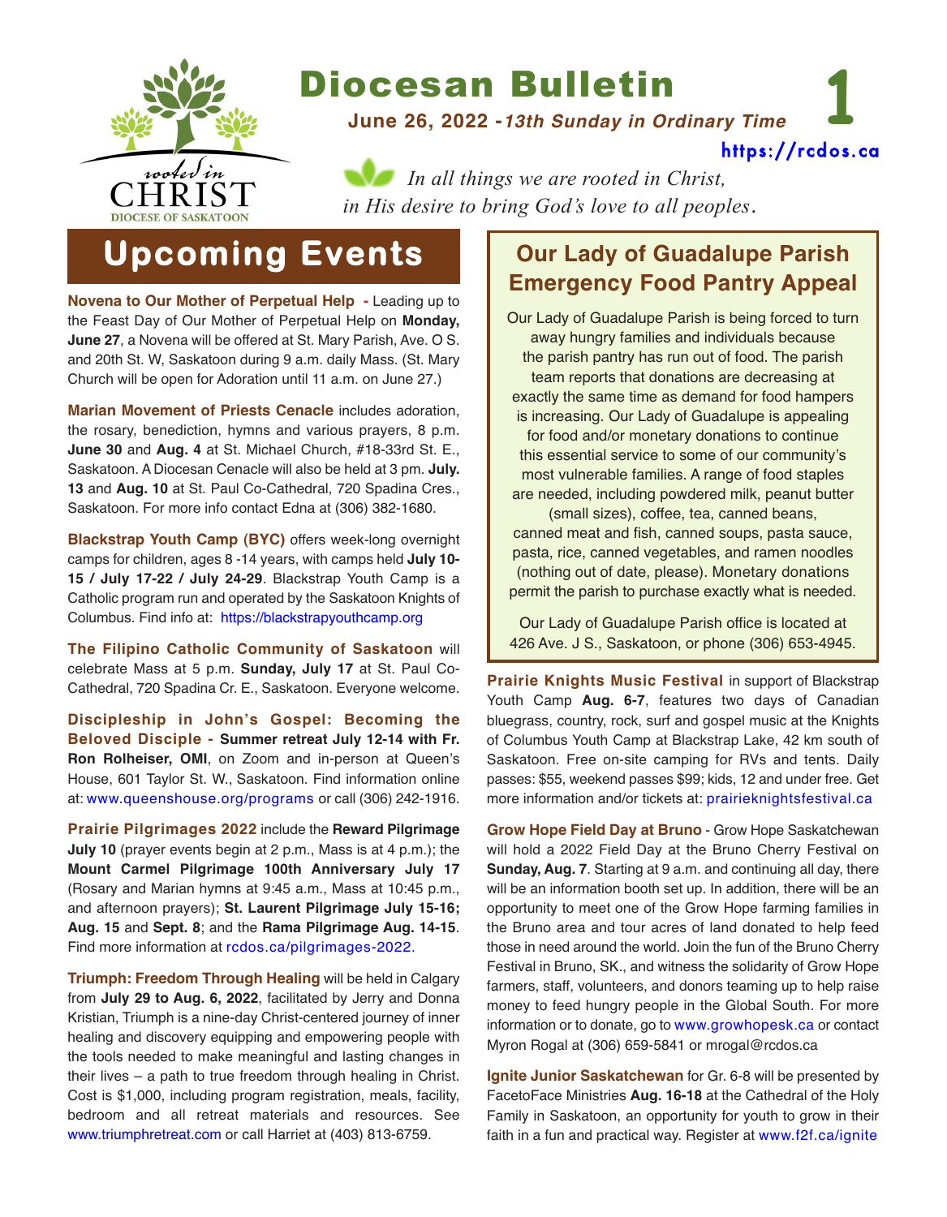# Diocesan Bulletin

**June 26, 2022 -*13th Sunday in Ordinary Time***

https://rcdos.ca

rooted in CHRIST
DIOCESE OF SASKATOON

*In all things we are rooted in Christ, in His desire to bring God's love to all peoples.*

## Upcoming Events

**Novena to Our Mother of Perpetual Help -** Leading up to the Feast Day of Our Mother of Perpetual Help on **Monday, June 27**, a Novena will be offered at St. Mary Parish, Ave. O S. and 20th St. W, Saskatoon during 9 a.m. daily Mass. (St. Mary Church will be open for Adoration until 11 a.m. on June 27.)

**Marian Movement of Priests Cenacle** includes adoration, the rosary, benediction, hymns and various prayers, 8 p.m. **June 30** and **Aug. 4** at St. Michael Church, #18-33rd St. E., Saskatoon. A Diocesan Cenacle will also be held at 3 pm. **July. 13** and **Aug. 10** at St. Paul Co-Cathedral, 720 Spadina Cres., Saskatoon. For more info contact Edna at (306) 382-1680.

**Blackstrap Youth Camp (BYC)** offers week-long overnight camps for children, ages 8 -14 years, with camps held **July 10-15 / July 17-22 / July 24-29**. Blackstrap Youth Camp is a Catholic program run and operated by the Saskatoon Knights of Columbus. Find info at: https://blackstrapyouthcamp.org

**The Filipino Catholic Community of Saskatoon** will celebrate Mass at 5 p.m. **Sunday, July 17** at St. Paul Co-Cathedral, 720 Spadina Cr. E., Saskatoon. Everyone welcome.

**Discipleship in John's Gospel: Becoming the Beloved Disciple - Summer retreat July 12-14 with Fr. Ron Rolheiser, OMI**, on Zoom and in-person at Queen's House, 601 Taylor St. W., Saskatoon. Find information online at: www.queenshouse.org/programs or call (306) 242-1916.

**Prairie Pilgrimages 2022** include the **Reward Pilgrimage July 10** (prayer events begin at 2 p.m., Mass is at 4 p.m.); the **Mount Carmel Pilgrimage 100th Anniversary July 17** (Rosary and Marian hymns at 9:45 a.m., Mass at 10:45 p.m., and afternoon prayers); **St. Laurent Pilgrimage July 15-16; Aug. 15** and **Sept. 8**; and the **Rama Pilgrimage Aug. 14-15**. Find more information at rcdos.ca/pilgrimages-2022.

**Triumph: Freedom Through Healing** will be held in Calgary from **July 29 to Aug. 6, 2022**, facilitated by Jerry and Donna Kristian, Triumph is a nine-day Christ-centered journey of inner healing and discovery equipping and empowering people with the tools needed to make meaningful and lasting changes in their lives – a path to true freedom through healing in Christ. Cost is $1,000, including program registration, meals, facility, bedroom and all retreat materials and resources. See www.triumphretreat.com or call Harriet at (403) 813-6759.

## Our Lady of Guadalupe Parish Emergency Food Pantry Appeal

Our Lady of Guadalupe Parish is being forced to turn away hungry families and individuals because the parish pantry has run out of food. The parish team reports that donations are decreasing at exactly the same time as demand for food hampers is increasing. Our Lady of Guadalupe is appealing for food and/or monetary donations to continue this essential service to some of our community's most vulnerable families. A range of food staples are needed, including powdered milk, peanut butter (small sizes), coffee, tea, canned beans, canned meat and fish, canned soups, pasta sauce, pasta, rice, canned vegetables, and ramen noodles (nothing out of date, please). Monetary donations permit the parish to purchase exactly what is needed.

Our Lady of Guadalupe Parish office is located at 426 Ave. J S., Saskatoon, or phone (306) 653-4945.

**Prairie Knights Music Festival** in support of Blackstrap Youth Camp **Aug. 6-7**, features two days of Canadian bluegrass, country, rock, surf and gospel music at the Knights of Columbus Youth Camp at Blackstrap Lake, 42 km south of Saskatoon. Free on-site camping for RVs and tents. Daily passes: $55, weekend passes $99; kids, 12 and under free. Get more information and/or tickets at: prairieknightsfestival.ca

**Grow Hope Field Day at Bruno** - Grow Hope Saskatchewan will hold a 2022 Field Day at the Bruno Cherry Festival on **Sunday, Aug. 7**. Starting at 9 a.m. and continuing all day, there will be an information booth set up. In addition, there will be an opportunity to meet one of the Grow Hope farming families in the Bruno area and tour acres of land donated to help feed those in need around the world. Join the fun of the Bruno Cherry Festival in Bruno, SK., and witness the solidarity of Grow Hope farmers, staff, volunteers, and donors teaming up to help raise money to feed hungry people in the Global South. For more information or to donate, go to www.growhopesk.ca or contact Myron Rogal at (306) 659-5841 or mrogal@rcdos.ca

**Ignite Junior Saskatchewan** for Gr. 6-8 will be presented by FacetoFace Ministries **Aug. 16-18** at the Cathedral of the Holy Family in Saskatoon, an opportunity for youth to grow in their faith in a fun and practical way. Register at www.f2f.ca/ignite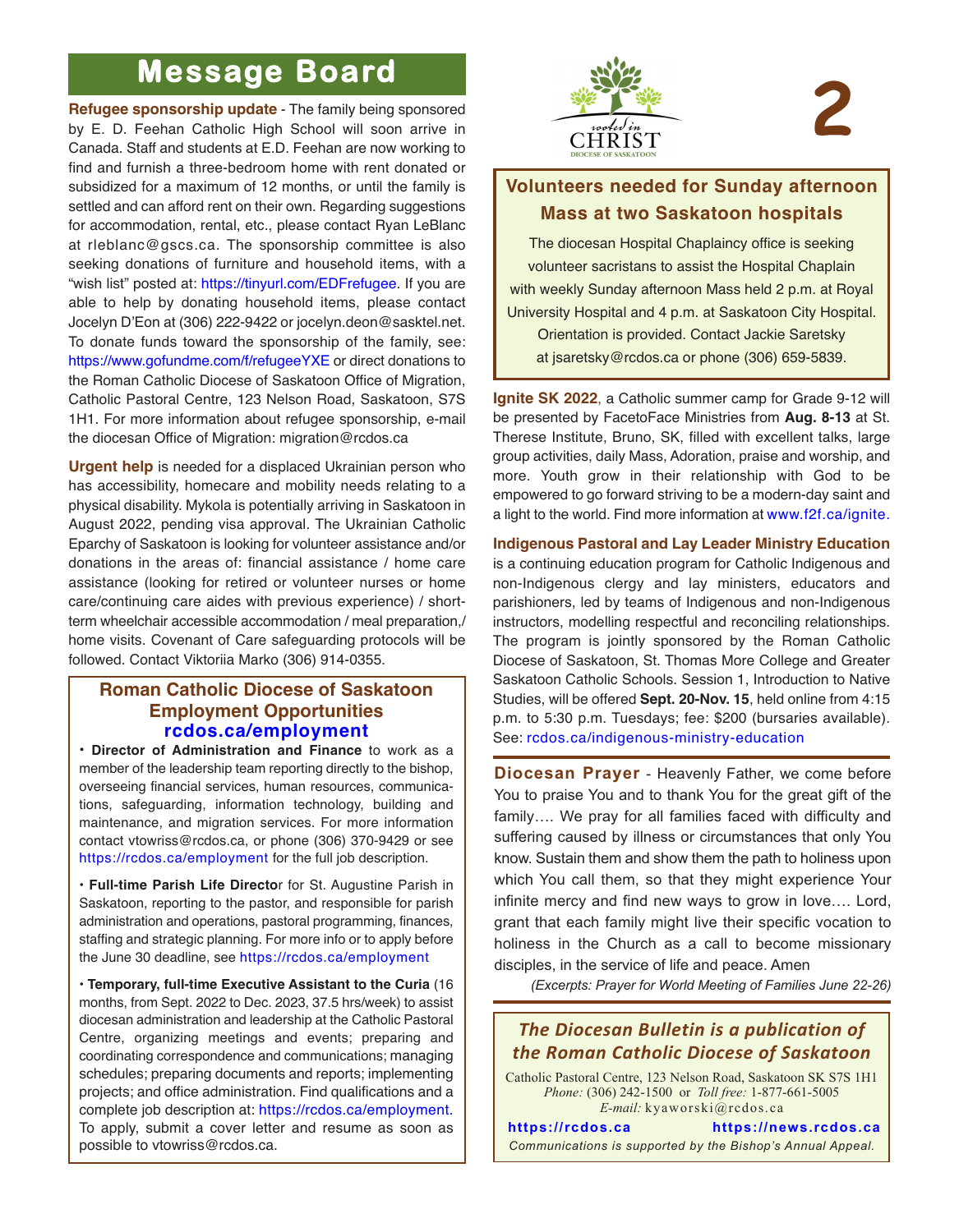# Message Board

**Refugee sponsorship update** - The family being sponsored by E. D. Feehan Catholic High School will soon arrive in Canada. Staff and students at E.D. Feehan are now working to find and furnish a three-bedroom home with rent donated or subsidized for a maximum of 12 months, or until the family is settled and can afford rent on their own. Regarding suggestions for accommodation, rental, etc., please contact Ryan LeBlanc at rleblanc@gscs.ca. The sponsorship committee is also seeking donations of furniture and household items, with a "wish list" posted at: https://tinyurl.com/EDFrefugee. If you are able to help by donating household items, please contact Jocelyn D'Eon at (306) 222-9422 or jocelyn.deon@sasktel.net. To donate funds toward the sponsorship of the family, see: https://www.gofundme.com/f/refugeeYXE or direct donations to the Roman Catholic Diocese of Saskatoon Office of Migration, Catholic Pastoral Centre, 123 Nelson Road, Saskatoon, S7S 1H1. For more information about refugee sponsorship, e-mail the diocesan Office of Migration: migration@rcdos.ca

**Urgent help** is needed for a displaced Ukrainian person who has accessibility, homecare and mobility needs relating to a physical disability. Mykola is potentially arriving in Saskatoon in August 2022, pending visa approval. The Ukrainian Catholic Eparchy of Saskatoon is looking for volunteer assistance and/or donations in the areas of: financial assistance / home care assistance (looking for retired or volunteer nurses or home care/continuing care aides with previous experience) / short-term wheelchair accessible accommodation / meal preparation,/ home visits. Covenant of Care safeguarding protocols will be followed. Contact Viktoriia Marko (306) 914-0355.

## Roman Catholic Diocese of Saskatoon Employment Opportunities

**rcdos.ca/employment**

• **Director of Administration and Finance** to work as a member of the leadership team reporting directly to the bishop, overseeing financial services, human resources, communications, safeguarding, information technology, building and maintenance, and migration services. For more information contact vtowriss@rcdos.ca, or phone (306) 370-9429 or see https://rcdos.ca/employment for the full job description.

• **Full-time Parish Life Director** for St. Augustine Parish in Saskatoon, reporting to the pastor, and responsible for parish administration and operations, pastoral programming, finances, staffing and strategic planning. For more info or to apply before the June 30 deadline, see https://rcdos.ca/employment

• **Temporary, full-time Executive Assistant to the Curia** (16 months, from Sept. 2022 to Dec. 2023, 37.5 hrs/week) to assist diocesan administration and leadership at the Catholic Pastoral Centre, organizing meetings and events; preparing and coordinating correspondence and communications; managing schedules; preparing documents and reports; implementing projects; and office administration. Find qualifications and a complete job description at: https://rcdos.ca/employment. To apply, submit a cover letter and resume as soon as possible to vtowriss@rcdos.ca.

rooted in CHRIST
DIOCESE OF SASKATOON

## Volunteers needed for Sunday afternoon Mass at two Saskatoon hospitals

The diocesan Hospital Chaplaincy office is seeking volunteer sacristans to assist the Hospital Chaplain with weekly Sunday afternoon Mass held 2 p.m. at Royal University Hospital and 4 p.m. at Saskatoon City Hospital. Orientation is provided. Contact Jackie Saretsky at jsaretsky@rcdos.ca or phone (306) 659-5839.

**Ignite SK 2022**, a Catholic summer camp for Grade 9-12 will be presented by FacetoFace Ministries from **Aug. 8-13** at St. Therese Institute, Bruno, SK, filled with excellent talks, large group activities, daily Mass, Adoration, praise and worship, and more. Youth grow in their relationship with God to be empowered to go forward striving to be a modern-day saint and a light to the world. Find more information at www.f2f.ca/ignite.

**Indigenous Pastoral and Lay Leader Ministry Education** is a continuing education program for Catholic Indigenous and non-Indigenous clergy and lay ministers, educators and parishioners, led by teams of Indigenous and non-Indigenous instructors, modelling respectful and reconciling relationships. The program is jointly sponsored by the Roman Catholic Diocese of Saskatoon, St. Thomas More College and Greater Saskatoon Catholic Schools. Session 1, Introduction to Native Studies, will be offered **Sept. 20-Nov. 15**, held online from 4:15 p.m. to 5:30 p.m. Tuesdays; fee: $200 (bursaries available). See: rcdos.ca/indigenous-ministry-education

**Diocesan Prayer** - Heavenly Father, we come before You to praise You and to thank You for the great gift of the family…. We pray for all families faced with difficulty and suffering caused by illness or circumstances that only You know. Sustain them and show them the path to holiness upon which You call them, so that they might experience Your infinite mercy and find new ways to grow in love…. Lord, grant that each family might live their specific vocation to holiness in the Church as a call to become missionary disciples, in the service of life and peace. Amen

*(Excerpts: Prayer for World Meeting of Families June 22-26)*

***The Diocesan Bulletin is a publication of the Roman Catholic Diocese of Saskatoon***

Catholic Pastoral Centre, 123 Nelson Road, Saskatoon SK S7S 1H1
*Phone:* (306) 242-1500 or *Toll free:* 1-877-661-5005
*E-mail:* kyaworski@rcdos.ca

**https://rcdos.ca** **https://news.rcdos.ca**

*Communications is supported by the Bishop's Annual Appeal.*